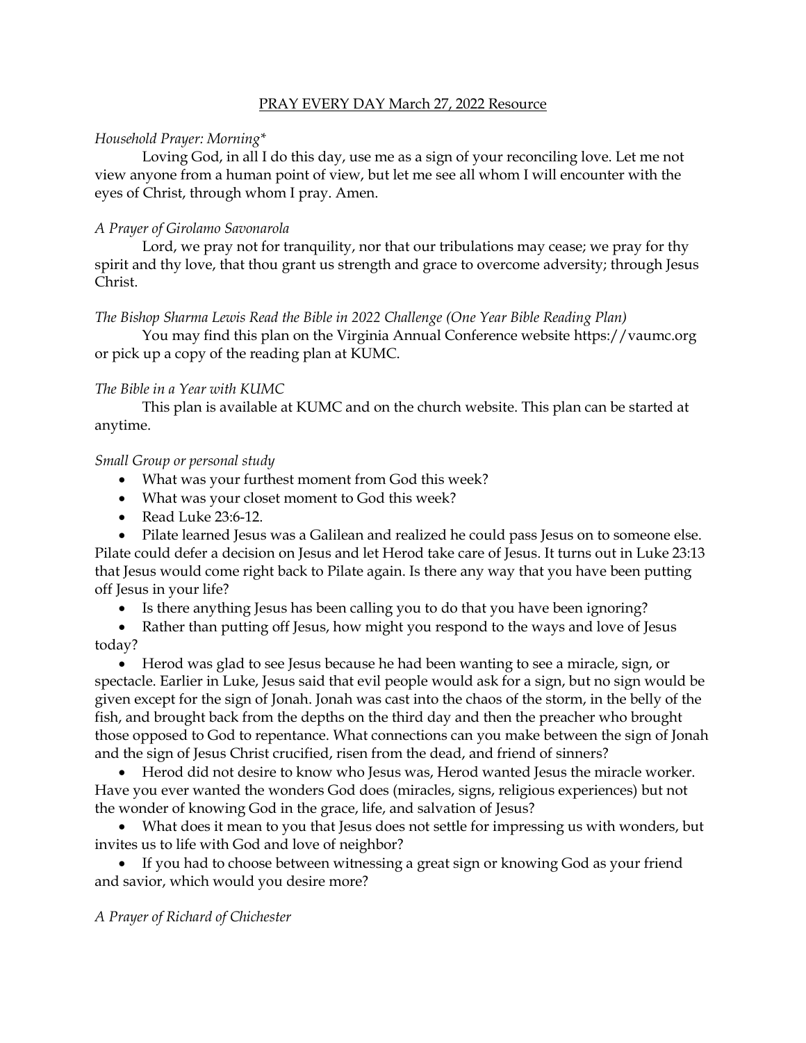# PRAY EVERY DAY March 27, 2022 Resource

*Household Prayer: Morning**

Loving God, in all I do this day, use me as a sign of your reconciling love. Let me not view anyone from a human point of view, but let me see all whom I will encounter with the eyes of Christ, through whom I pray. Amen.

*A Prayer of Girolamo Savonarola*

Lord, we pray not for tranquility, nor that our tribulations may cease; we pray for thy spirit and thy love, that thou grant us strength and grace to overcome adversity; through Jesus Christ.

*The Bishop Sharma Lewis Read the Bible in 2022 Challenge (One Year Bible Reading Plan)*

You may find this plan on the Virginia Annual Conference website https://vaumc.org or pick up a copy of the reading plan at KUMC.

*The Bible in a Year with KUMC*

This plan is available at KUMC and on the church website. This plan can be started at anytime.

*Small Group or personal study*

- What was your furthest moment from God this week?
- What was your closet moment to God this week?
- Read Luke 23:6-12.
- Pilate learned Jesus was a Galilean and realized he could pass Jesus on to someone else. Pilate could defer a decision on Jesus and let Herod take care of Jesus. It turns out in Luke 23:13 that Jesus would come right back to Pilate again. Is there any way that you have been putting off Jesus in your life?
- Is there anything Jesus has been calling you to do that you have been ignoring?
- Rather than putting off Jesus, how might you respond to the ways and love of Jesus today?
- Herod was glad to see Jesus because he had been wanting to see a miracle, sign, or spectacle. Earlier in Luke, Jesus said that evil people would ask for a sign, but no sign would be given except for the sign of Jonah. Jonah was cast into the chaos of the storm, in the belly of the fish, and brought back from the depths on the third day and then the preacher who brought those opposed to God to repentance. What connections can you make between the sign of Jonah and the sign of Jesus Christ crucified, risen from the dead, and friend of sinners?
- Herod did not desire to know who Jesus was, Herod wanted Jesus the miracle worker. Have you ever wanted the wonders God does (miracles, signs, religious experiences) but not the wonder of knowing God in the grace, life, and salvation of Jesus?
- What does it mean to you that Jesus does not settle for impressing us with wonders, but invites us to life with God and love of neighbor?
- If you had to choose between witnessing a great sign or knowing God as your friend and savior, which would you desire more?

*A Prayer of Richard of Chichester*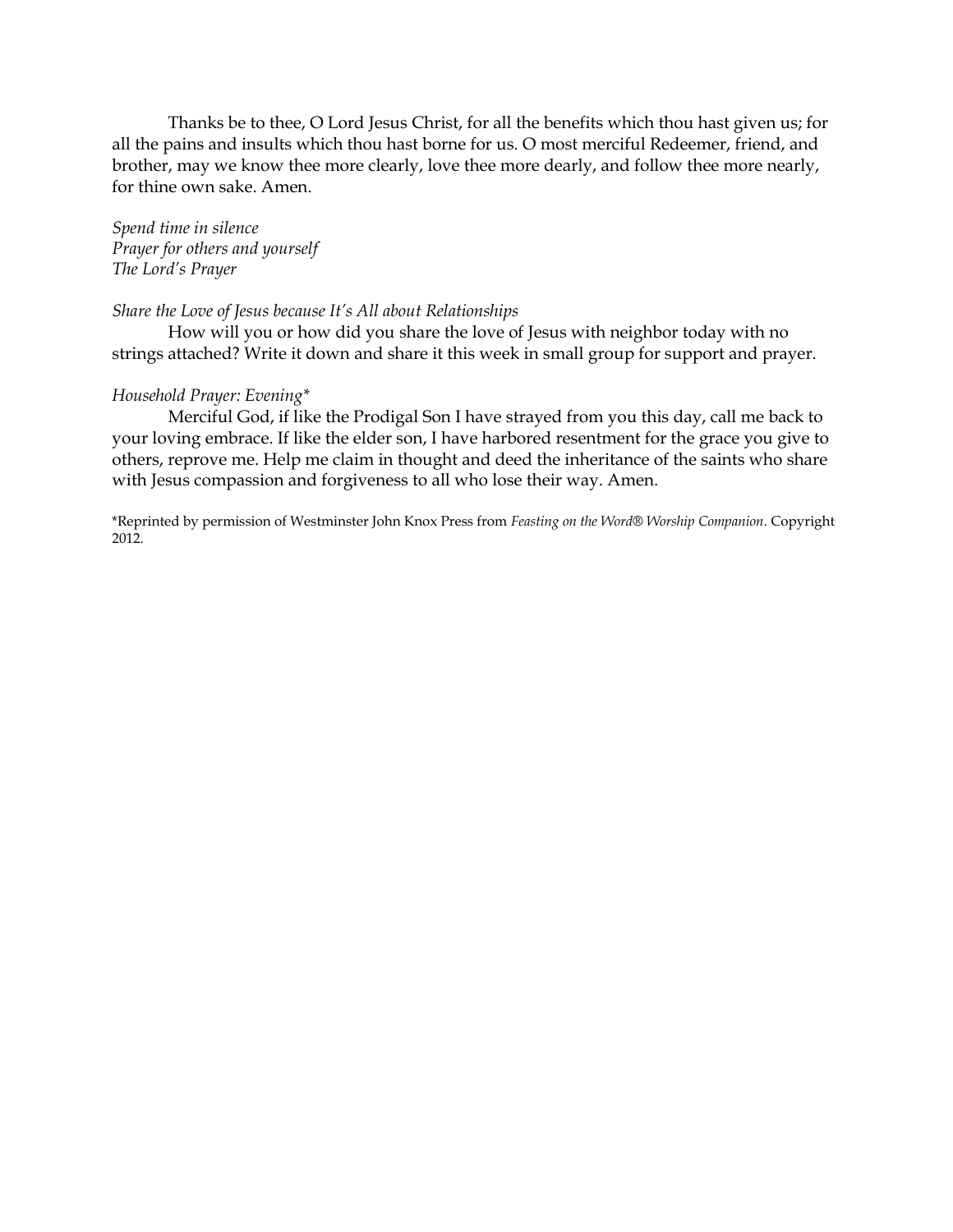Thanks be to thee, O Lord Jesus Christ, for all the benefits which thou hast given us; for all the pains and insults which thou hast borne for us. O most merciful Redeemer, friend, and brother, may we know thee more clearly, love thee more dearly, and follow thee more nearly, for thine own sake. Amen.

*Spend time in silence*
*Prayer for others and yourself*
*The Lord's Prayer*

*Share the Love of Jesus because It's All about Relationships*

How will you or how did you share the love of Jesus with neighbor today with no strings attached? Write it down and share it this week in small group for support and prayer.

*Household Prayer: Evening**

Merciful God, if like the Prodigal Son I have strayed from you this day, call me back to your loving embrace. If like the elder son, I have harbored resentment for the grace you give to others, reprove me. Help me claim in thought and deed the inheritance of the saints who share with Jesus compassion and forgiveness to all who lose their way. Amen.

*Reprinted by permission of Westminster John Knox Press from *Feasting on the Word® Worship Companion*. Copyright 2012.